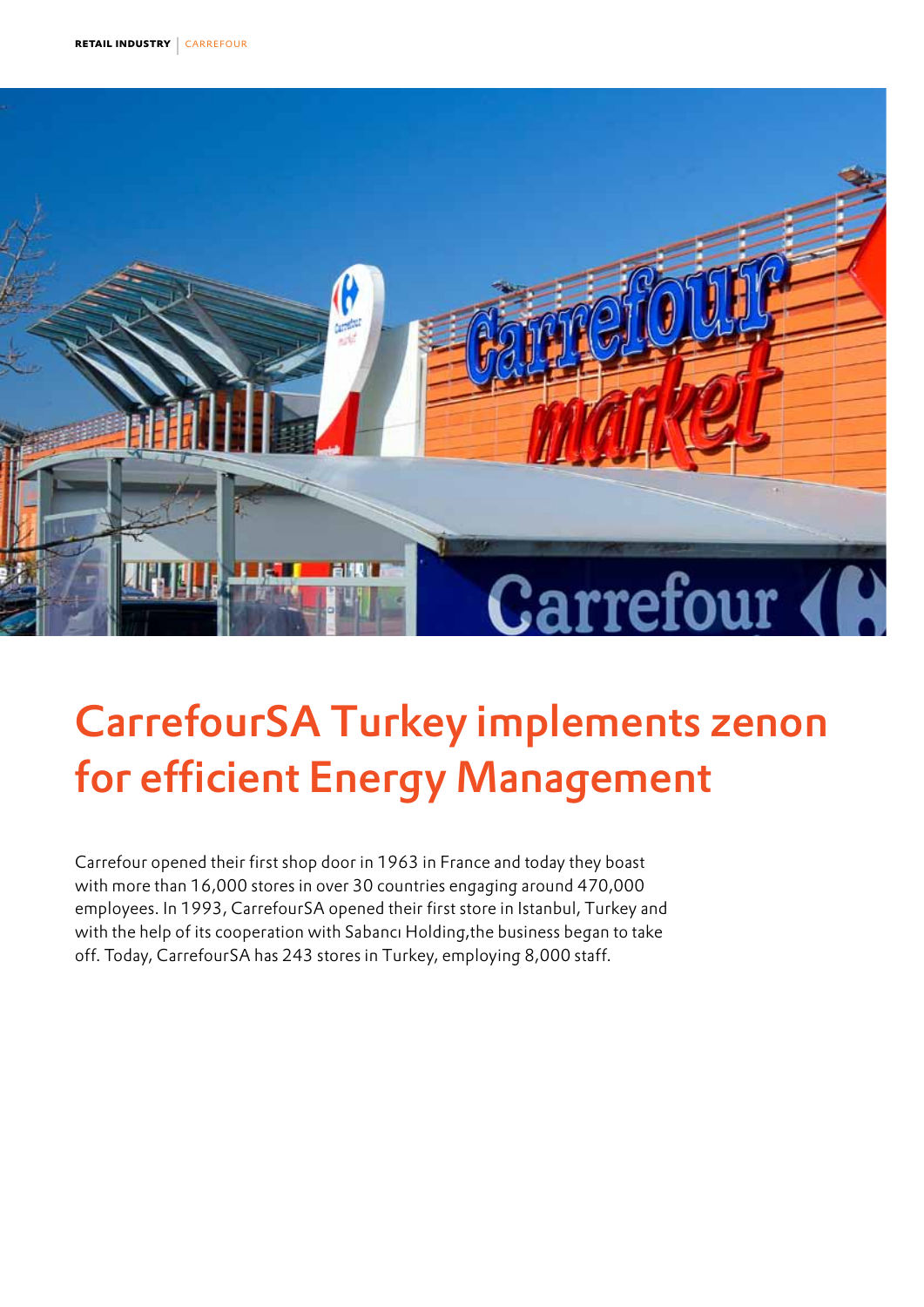# CarrefourSA Turkey implements zenon for efficient Energy Management

Carrefour opened their first shop door in 1963 in France and today they boast with more than 16,000 stores in over 30 countries engaging around 470,000 employees. In 1993, CarrefourSA opened their first store in Istanbul, Turkey and with the help of its cooperation with Sabancı Holding,the business began to take off. Today, CarrefourSA has 243 stores in Turkey, employing 8,000 staff.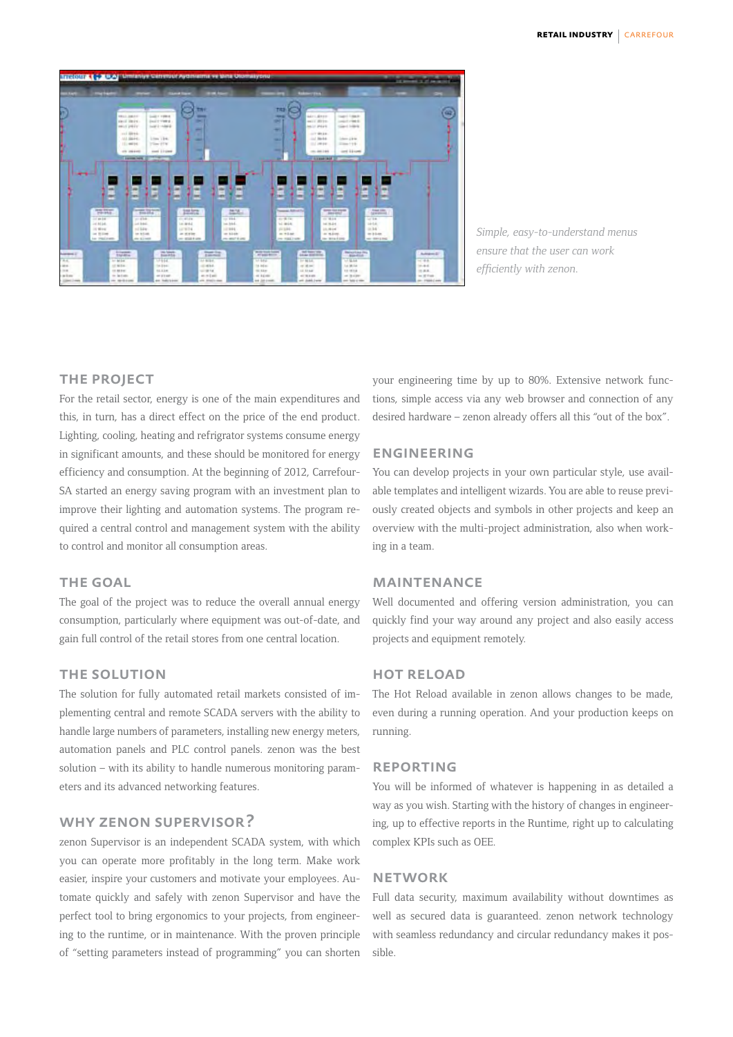*Simple, easy-to-understand menus ensure that the user can work efficiently with zenon.*

## THE PROJECT

For the retail sector, energy is one of the main expenditures and this, in turn, has a direct effect on the price of the end product. Lighting, cooling, heating and refrigrator systems consume energy in significant amounts, and these should be monitored for energy efficiency and consumption. At the beginning of 2012, Carrefour-SA started an energy saving program with an investment plan to improve their lighting and automation systems. The program required a central control and management system with the ability to control and monitor all consumption areas.

## THE GOAL

The goal of the project was to reduce the overall annual energy consumption, particularly where equipment was out-of-date, and gain full control of the retail stores from one central location.

## THE SOLUTION

The solution for fully automated retail markets consisted of implementing central and remote SCADA servers with the ability to handle large numbers of parameters, installing new energy meters, automation panels and PLC control panels. zenon was the best solution – with its ability to handle numerous monitoring parameters and its advanced networking features.

## WHY ZENON SUPERVISOR?

zenon Supervisor is an independent SCADA system, with which you can operate more profitably in the long term. Make work easier, inspire your customers and motivate your employees. Automate quickly and safely with zenon Supervisor and have the perfect tool to bring ergonomics to your projects, from engineering to the runtime, or in maintenance. With the proven principle of "setting parameters instead of programming" you can shorten your engineering time by up to 80%. Extensive network functions, simple access via any web browser and connection of any desired hardware – zenon already offers all this "out of the box".

## ENGINEERING

You can develop projects in your own particular style, use available templates and intelligent wizards. You are able to reuse previously created objects and symbols in other projects and keep an overview with the multi-project administration, also when working in a team.

## MAINTENANCE

Well documented and offering version administration, you can quickly find your way around any project and also easily access projects and equipment remotely.

## HOT RELOAD

The Hot Reload available in zenon allows changes to be made, even during a running operation. And your production keeps on running.

## REPORTING

You will be informed of whatever is happening in as detailed a way as you wish. Starting with the history of changes in engineering, up to effective reports in the Runtime, right up to calculating complex KPIs such as OEE.

## NETWORK

Full data security, maximum availability without downtimes as well as secured data is guaranteed. zenon network technology with seamless redundancy and circular redundancy makes it possible.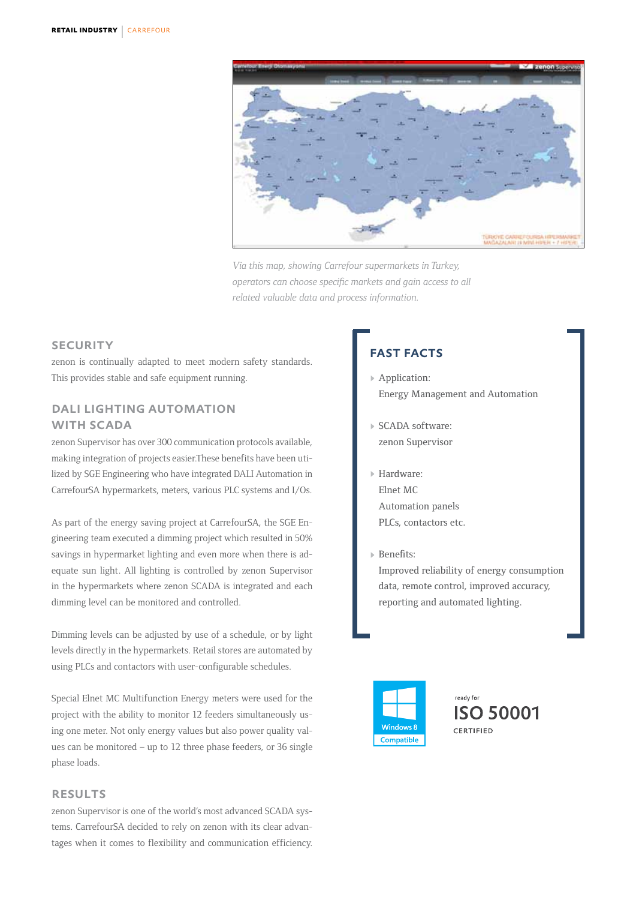*Via this map, showing Carrefour supermarkets in Turkey, operators can choose specific markets and gain access to all related valuable data and process information.*

## SECURITY

zenon is continually adapted to meet modern safety standards. This provides stable and safe equipment running.

## DALI LIGHTING AUTOMATION WITH SCADA

zenon Supervisor has over 300 communication protocols available, making integration of projects easier.These benefits have been utilized by SGE Engineering who have integrated DALI Automation in CarrefourSA hypermarkets, meters, various PLC systems and I/Os.

As part of the energy saving project at CarrefourSA, the SGE Engineering team executed a dimming project which resulted in 50% savings in hypermarket lighting and even more when there is adequate sun light. All lighting is controlled by zenon Supervisor in the hypermarkets where zenon SCADA is integrated and each dimming level can be monitored and controlled.

Dimming levels can be adjusted by use of a schedule, or by light levels directly in the hypermarkets. Retail stores are automated by using PLCs and contactors with user-configurable schedules.

Special Elnet MC Multifunction Energy meters were used for the project with the ability to monitor 12 feeders simultaneously using one meter. Not only energy values but also power quality values can be monitored – up to 12 three phase feeders, or 36 single phase loads.

## RESULTS

zenon Supervisor is one of the world's most advanced SCADA systems. CarrefourSA decided to rely on zenon with its clear advantages when it comes to flexibility and communication efficiency.

## FAST FACTS

- Application:
  Energy Management and Automation
- SCADA software:
  zenon Supervisor
- Hardware:
  Elnet MC
  Automation panels
  PLCs, contactors etc.
- Benefits:
  Improved reliability of energy consumption data, remote control, improved accuracy, reporting and automated lighting.

Windows 8 Compatible

ready for ISO 50001 CERTIFIED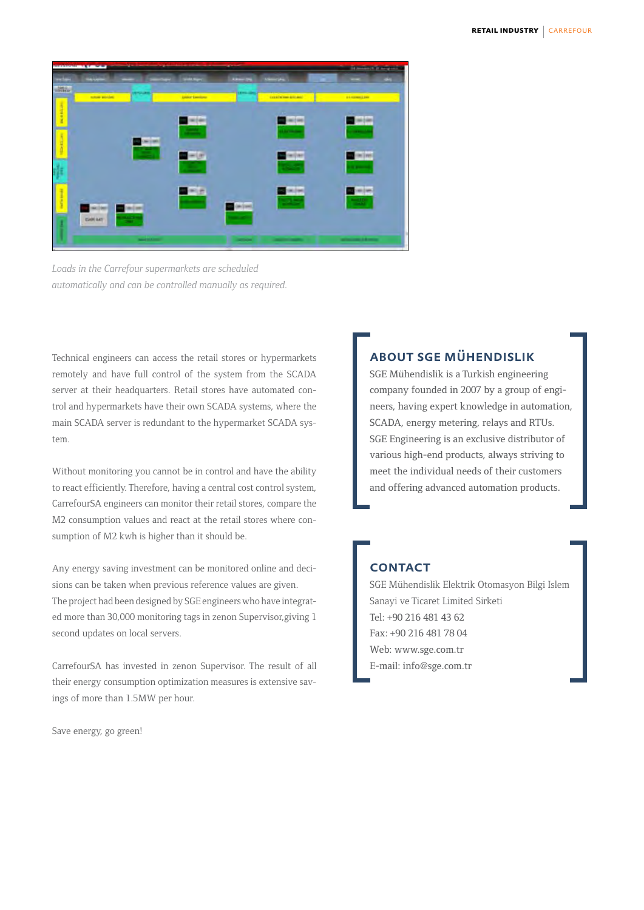*Loads in the Carrefour supermarkets are scheduled automatically and can be controlled manually as required.*

Technical engineers can access the retail stores or hypermarkets remotely and have full control of the system from the SCADA server at their headquarters. Retail stores have automated control and hypermarkets have their own SCADA systems, where the main SCADA server is redundant to the hypermarket SCADA system.

Without monitoring you cannot be in control and have the ability to react efficiently. Therefore, having a central cost control system, CarrefourSA engineers can monitor their retail stores, compare the M2 consumption values and react at the retail stores where consumption of M2 kwh is higher than it should be.

Any energy saving investment can be monitored online and decisions can be taken when previous reference values are given. The project had been designed by SGE engineers who have integrated more than 30,000 monitoring tags in zenon Supervisor,giving 1 second updates on local servers.

CarrefourSA has invested in zenon Supervisor. The result of all their energy consumption optimization measures is extensive savings of more than 1.5MW per hour.

Save energy, go green!

## ABOUT SGE MÜHENDISLIK

SGE Mühendislik is a Turkish engineering company founded in 2007 by a group of engineers, having expert knowledge in automation, SCADA, energy metering, relays and RTUs. SGE Engineering is an exclusive distributor of various high-end products, always striving to meet the individual needs of their customers and offering advanced automation products.

## CONTACT

SGE Mühendislik Elektrik Otomasyon Bilgi Islem Sanayi ve Ticaret Limited Sirketi
Tel: +90 216 481 43 62
Fax: +90 216 481 78 04
Web: www.sge.com.tr
E-mail: info@sge.com.tr